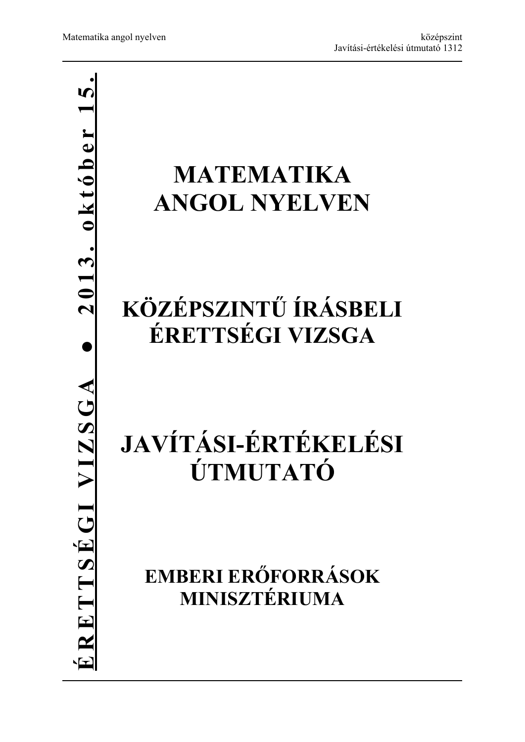**ÉRETTSÉGI VIZSGA ● 2013. október 15.**

# MATEMATIKA ANGOL NYELVEN

# KÖZÉPSZINTŰ ÍRÁSBELI ÉRETTSÉGI VIZSGA

# JAVÍTÁSI-ÉRTÉKELÉSI ÚTMUTATÓ

## EMBERI ERŐFORRÁSOK MINISZTÉRIUMA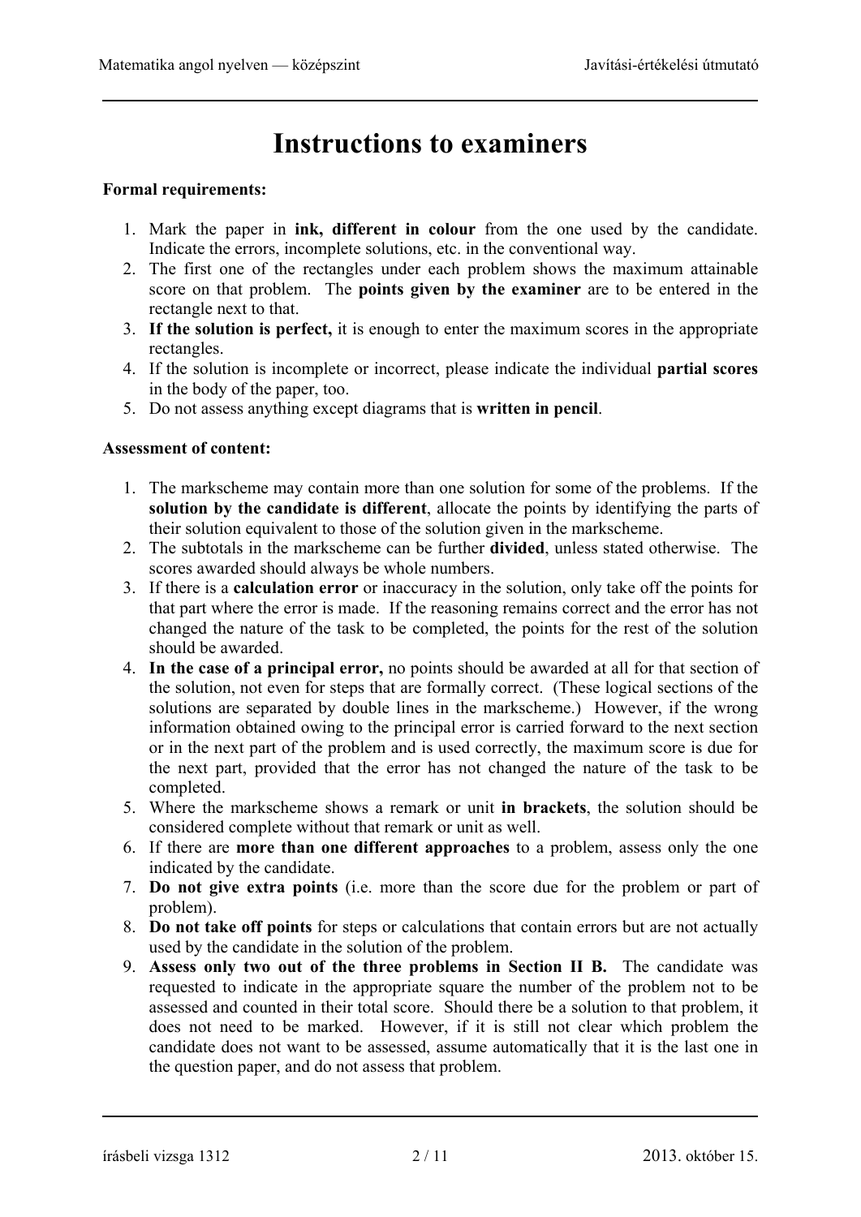# Instructions to examiners

**Formal requirements:**

1. Mark the paper in **ink, different in colour** from the one used by the candidate. Indicate the errors, incomplete solutions, etc. in the conventional way.
2. The first one of the rectangles under each problem shows the maximum attainable score on that problem. The **points given by the examiner** are to be entered in the rectangle next to that.
3. **If the solution is perfect,** it is enough to enter the maximum scores in the appropriate rectangles.
4. If the solution is incomplete or incorrect, please indicate the individual **partial scores** in the body of the paper, too.
5. Do not assess anything except diagrams that is **written in pencil**.

**Assessment of content:**

1. The markscheme may contain more than one solution for some of the problems. If the **solution by the candidate is different**, allocate the points by identifying the parts of their solution equivalent to those of the solution given in the markscheme.
2. The subtotals in the markscheme can be further **divided**, unless stated otherwise. The scores awarded should always be whole numbers.
3. If there is a **calculation error** or inaccuracy in the solution, only take off the points for that part where the error is made. If the reasoning remains correct and the error has not changed the nature of the task to be completed, the points for the rest of the solution should be awarded.
4. **In the case of a principal error,** no points should be awarded at all for that section of the solution, not even for steps that are formally correct. (These logical sections of the solutions are separated by double lines in the markscheme.) However, if the wrong information obtained owing to the principal error is carried forward to the next section or in the next part of the problem and is used correctly, the maximum score is due for the next part, provided that the error has not changed the nature of the task to be completed.
5. Where the markscheme shows a remark or unit **in brackets**, the solution should be considered complete without that remark or unit as well.
6. If there are **more than one different approaches** to a problem, assess only the one indicated by the candidate.
7. **Do not give extra points** (i.e. more than the score due for the problem or part of problem).
8. **Do not take off points** for steps or calculations that contain errors but are not actually used by the candidate in the solution of the problem.
9. **Assess only two out of the three problems in Section II B.** The candidate was requested to indicate in the appropriate square the number of the problem not to be assessed and counted in their total score. Should there be a solution to that problem, it does not need to be marked. However, if it is still not clear which problem the candidate does not want to be assessed, assume automatically that it is the last one in the question paper, and do not assess that problem.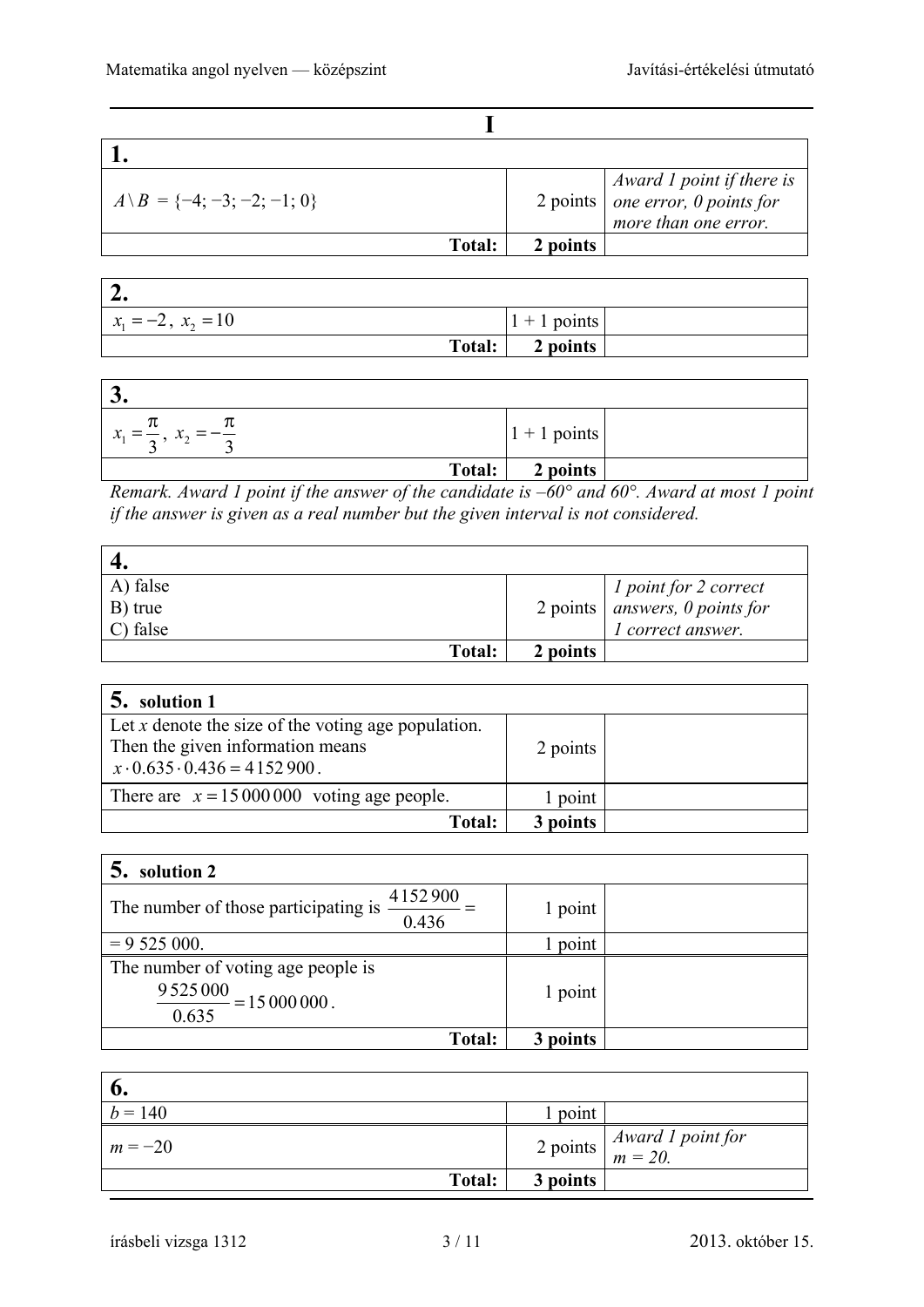# I

| **1.** | | |
|---|---|---|
| $A \setminus B = \{-4; -3; -2; -1; 0\}$ | 2 points | *Award 1 point if there is one error, 0 points for more than one error.* |
| **Total:** | **2 points** | |

| **2.** | | |
|---|---|---|
| $x_1 = -2,\ x_2 = 10$ | 1 + 1 points | |
| **Total:** | **2 points** | |

| **3.** | | |
|---|---|---|
| $x_1 = \frac{\pi}{3},\ x_2 = -\frac{\pi}{3}$ | 1 + 1 points | |
| **Total:** | **2 points** | |

*Remark. Award 1 point if the answer of the candidate is –60° and 60°. Award at most 1 point if the answer is given as a real number but the given interval is not considered.*

| **4.** | | |
|---|---|---|
| A) false<br>B) true<br>C) false | 2 points | *1 point for 2 correct answers, 0 points for 1 correct answer.* |
| **Total:** | **2 points** | |

| **5. solution 1** | | |
|---|---|---|
| Let $x$ denote the size of the voting age population. Then the given information means $x \cdot 0.635 \cdot 0.436 = 4\,152\,900$. | 2 points | |
| There are $x = 15\,000\,000$ voting age people. | 1 point | |
| **Total:** | **3 points** | |

| **5. solution 2** | | |
|---|---|---|
| The number of those participating is $\frac{4\,152\,900}{0.436} =$ | 1 point | |
| $= 9\,525\,000$. | 1 point | |
| The number of voting age people is $\frac{9\,525\,000}{0.635} = 15\,000\,000$. | 1 point | |
| **Total:** | **3 points** | |

| **6.** | | |
|---|---|---|
| $b = 140$ | 1 point | |
| $m = -20$ | 2 points | *Award 1 point for $m = 20$.* |
| **Total:** | **3 points** | |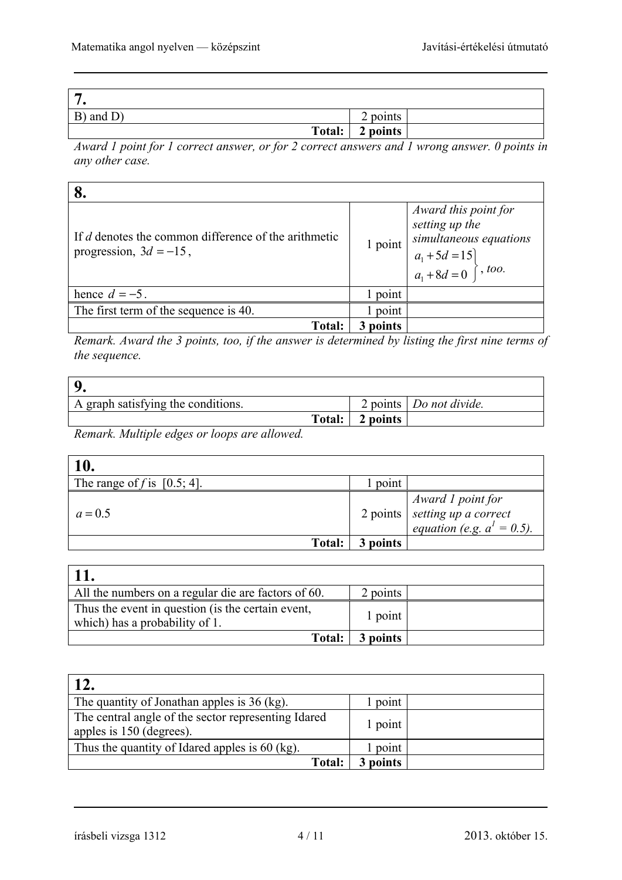| 7. | | |
|---|---|---|
| B) and D) | 2 points | |
| **Total:** | **2 points** | |

*Award 1 point for 1 correct answer, or for 2 correct answers and 1 wrong answer. 0 points in any other case.*

| 8. | | |
|---|---|---|
| If $d$ denotes the common difference of the arithmetic progression, $3d = -15$, | 1 point | *Award this point for setting up the simultaneous equations* $\left.\begin{array}{l} a_1 + 5d = 15 \\ a_1 + 8d = 0 \end{array}\right\}$*, too.* |
| hence $d = -5$. | 1 point | |
| The first term of the sequence is 40. | 1 point | |
| **Total:** | **3 points** | |

*Remark. Award the 3 points, too, if the answer is determined by listing the first nine terms of the sequence.*

| 9. | | |
|---|---|---|
| A graph satisfying the conditions. | 2 points | *Do not divide.* |
| **Total:** | **2 points** | |

*Remark. Multiple edges or loops are allowed.*

| 10. | | |
|---|---|---|
| The range of $f$ is $[0.5; 4]$. | 1 point | |
| $a = 0.5$ | 2 points | *Award 1 point for setting up a correct equation (e.g.* $a^1 = 0.5$*).* |
| **Total:** | **3 points** | |

| 11. | | |
|---|---|---|
| All the numbers on a regular die are factors of 60. | 2 points | |
| Thus the event in question (is the certain event, which) has a probability of 1. | 1 point | |
| **Total:** | **3 points** | |

| 12. | | |
|---|---|---|
| The quantity of Jonathan apples is 36 (kg). | 1 point | |
| The central angle of the sector representing Idared apples is 150 (degrees). | 1 point | |
| Thus the quantity of Idared apples is 60 (kg). | 1 point | |
| **Total:** | **3 points** | |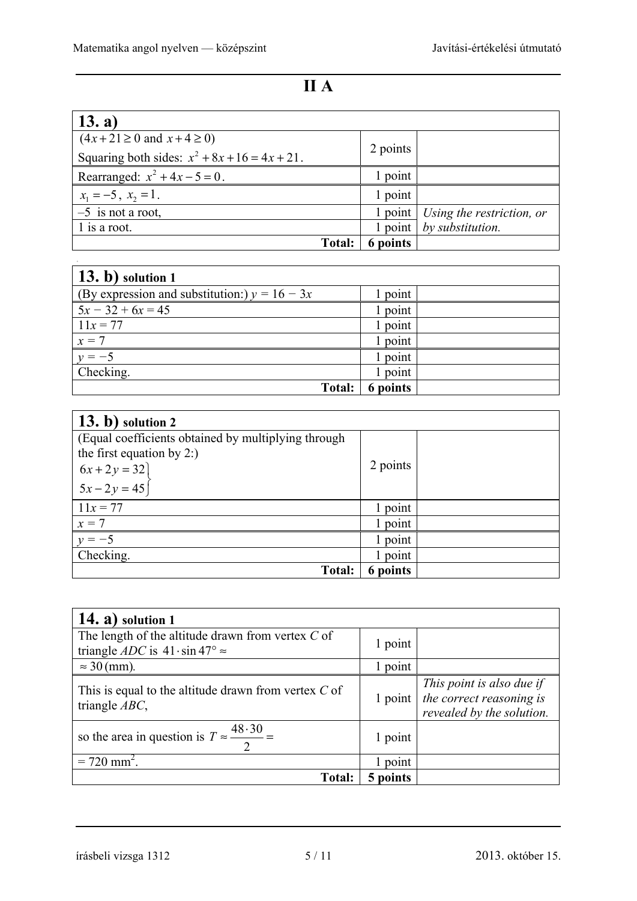# II A

| 13. a) | | |
|---|---|---|
| ($4x+21\geq 0$ and $x+4\geq 0$) Squaring both sides: $x^2+8x+16=4x+21$. | 2 points | |
| Rearranged: $x^2+4x-5=0$. | 1 point | |
| $x_1=-5$, $x_2=1$. | 1 point | |
| –5 is not a root, | 1 point | *Using the restriction, or by substitution.* |
| 1 is a root. | 1 point | |
| **Total:** | **6 points** | |

| 13. b) solution 1 | | |
|---|---|---|
| (By expression and substitution:) $y = 16 - 3x$ | 1 point | |
| $5x - 32 + 6x = 45$ | 1 point | |
| $11x = 77$ | 1 point | |
| $x = 7$ | 1 point | |
| $y = -5$ | 1 point | |
| Checking. | 1 point | |
| **Total:** | **6 points** | |

| 13. b) solution 2 | | |
|---|---|---|
| (Equal coefficients obtained by multiplying through the first equation by 2:) $\left.\begin{array}{l} 6x+2y=32 \\ 5x-2y=45 \end{array}\right\}$ | 2 points | |
| $11x = 77$ | 1 point | |
| $x = 7$ | 1 point | |
| $y = -5$ | 1 point | |
| Checking. | 1 point | |
| **Total:** | **6 points** | |

| 14. a) solution 1 | | |
|---|---|---|
| The length of the altitude drawn from vertex $C$ of triangle $ADC$ is $41\cdot\sin 47°\approx$ | 1 point | |
| $\approx 30$ (mm). | 1 point | |
| This is equal to the altitude drawn from vertex $C$ of triangle $ABC$, | 1 point | *This point is also due if the correct reasoning is revealed by the solution.* |
| so the area in question is $T\approx\frac{48\cdot 30}{2}=$ | 1 point | |
| $= 720$ mm$^2$. | 1 point | |
| **Total:** | **5 points** | |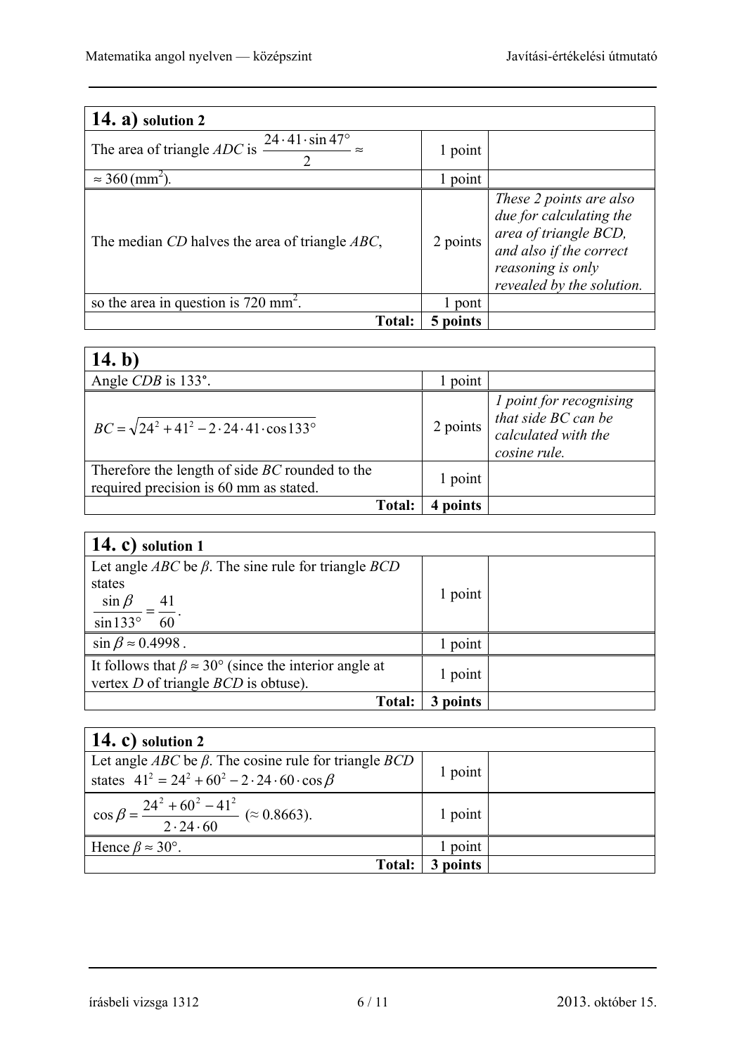| **14. a)** solution 2 | | |
|---|---|---|
| The area of triangle $ADC$ is $\frac{24 \cdot 41 \cdot \sin 47°}{2} \approx$ | 1 point | |
| $\approx 360\,(\text{mm}^2)$. | 1 point | |
| The median $CD$ halves the area of triangle $ABC$, | 2 points | *These 2 points are also due for calculating the area of triangle BCD, and also if the correct reasoning is only revealed by the solution.* |
| so the area in question is 720 mm$^2$. | 1 pont | |
| **Total:** | **5 points** | |

| **14. b)** | | |
|---|---|---|
| Angle $CDB$ is 133°. | 1 point | |
| $BC = \sqrt{24^2 + 41^2 - 2 \cdot 24 \cdot 41 \cdot \cos 133°}$ | 2 points | *1 point for recognising that side BC can be calculated with the cosine rule.* |
| Therefore the length of side $BC$ rounded to the required precision is 60 mm as stated. | 1 point | |
| **Total:** | **4 points** | |

| **14. c)** solution 1 | | |
|---|---|---|
| Let angle $ABC$ be $\beta$. The sine rule for triangle $BCD$ states $\frac{\sin \beta}{\sin 133°} = \frac{41}{60}$. | 1 point | |
| $\sin \beta \approx 0.4998$. | 1 point | |
| It follows that $\beta \approx 30°$ (since the interior angle at vertex $D$ of triangle $BCD$ is obtuse). | 1 point | |
| **Total:** | **3 points** | |

| **14. c)** solution 2 | | |
|---|---|---|
| Let angle $ABC$ be $\beta$. The cosine rule for triangle $BCD$ states $41^2 = 24^2 + 60^2 - 2 \cdot 24 \cdot 60 \cdot \cos \beta$ | 1 point | |
| $\cos \beta = \frac{24^2 + 60^2 - 41^2}{2 \cdot 24 \cdot 60}$ $(\approx 0.8663)$. | 1 point | |
| Hence $\beta \approx 30°$. | 1 point | |
| **Total:** | **3 points** | |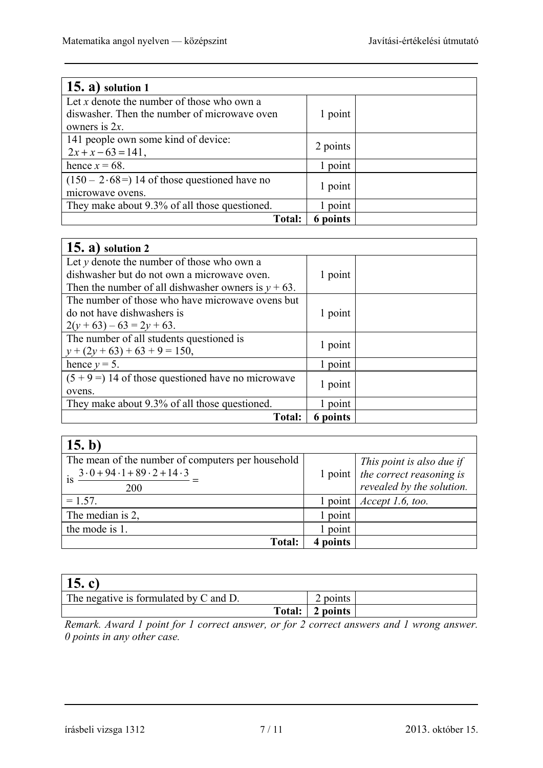| **15. a)** solution 1 | | |
|---|---|---|
| Let $x$ denote the number of those who own a diswasher. Then the number of microwave oven owners is $2x$. | 1 point | |
| 141 people own some kind of device: $2x + x - 63 = 141$, | 2 points | |
| hence $x = 68$. | 1 point | |
| $(150 - 2 \cdot 68 =)$ 14 of those questioned have no microwave ovens. | 1 point | |
| They make about 9.3% of all those questioned. | 1 point | |
| **Total:** | **6 points** | |

| **15. a)** solution 2 | | |
|---|---|---|
| Let $y$ denote the number of those who own a dishwasher but do not own a microwave oven. Then the number of all dishwasher owners is $y + 63$. | 1 point | |
| The number of those who have microwave ovens but do not have dishwashers is $2(y + 63) - 63 = 2y + 63$. | 1 point | |
| The number of all students questioned is $y + (2y + 63) + 63 + 9 = 150$, | 1 point | |
| hence $y = 5$. | 1 point | |
| $(5 + 9 =)$ 14 of those questioned have no microwave ovens. | 1 point | |
| They make about 9.3% of all those questioned. | 1 point | |
| **Total:** | **6 points** | |

| **15. b)** | | |
|---|---|---|
| The mean of the number of computers per household is $\frac{3 \cdot 0 + 94 \cdot 1 + 89 \cdot 2 + 14 \cdot 3}{200} =$ | 1 point | *This point is also due if the correct reasoning is revealed by the solution.* |
| $= 1.57$. | 1 point | *Accept 1.6, too.* |
| The median is 2, | 1 point | |
| the mode is 1. | 1 point | |
| **Total:** | **4 points** | |

| **15. c)** | | |
|---|---|---|
| The negative is formulated by C and D. | 2 points | |
| **Total:** | **2 points** | |

*Remark. Award 1 point for 1 correct answer, or for 2 correct answers and 1 wrong answer. 0 points in any other case.*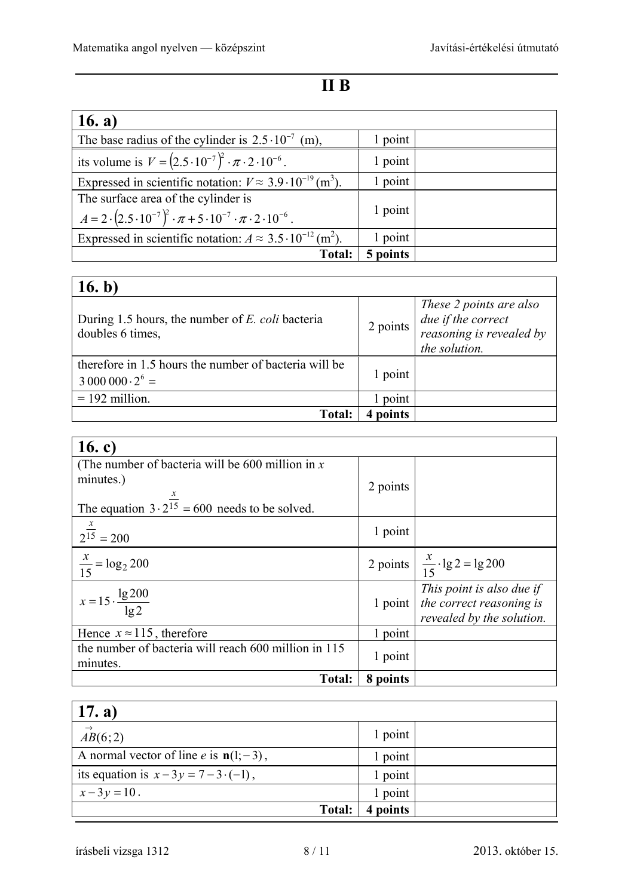## II B

| **16. a)** | | |
|---|---|---|
| The base radius of the cylinder is $2.5\cdot 10^{-7}$ (m), | 1 point | |
| its volume is $V=\left(2.5\cdot 10^{-7}\right)^2\cdot\pi\cdot 2\cdot 10^{-6}$. | 1 point | |
| Expressed in scientific notation: $V\approx 3.9\cdot 10^{-19}$ (m$^3$). | 1 point | |
| The surface area of the cylinder is $A=2\cdot\left(2.5\cdot 10^{-7}\right)^2\cdot\pi+5\cdot 10^{-7}\cdot\pi\cdot 2\cdot 10^{-6}$. | 1 point | |
| Expressed in scientific notation: $A\approx 3.5\cdot 10^{-12}$ (m$^2$). | 1 point | |
| **Total:** | **5 points** | |

| **16. b)** | | |
|---|---|---|
| During 1.5 hours, the number of *E. coli* bacteria doubles 6 times, | 2 points | *These 2 points are also due if the correct reasoning is revealed by the solution.* |
| therefore in 1.5 hours the number of bacteria will be $3\,000\,000\cdot 2^6=$ | 1 point | |
| = 192 million. | 1 point | |
| **Total:** | **4 points** | |

| **16. c)** | | |
|---|---|---|
| (The number of bacteria will be 600 million in $x$ minutes.) The equation $3\cdot 2^{\frac{x}{15}}=600$ needs to be solved. | 2 points | |
| $2^{\frac{x}{15}}=200$ | 1 point | |
| $\frac{x}{15}=\log_2 200$ | 2 points | $\frac{x}{15}\cdot\lg 2=\lg 200$ |
| $x=15\cdot\frac{\lg 200}{\lg 2}$ | 1 point | *This point is also due if the correct reasoning is revealed by the solution.* |
| Hence $x\approx 115$, therefore | 1 point | |
| the number of bacteria will reach 600 million in 115 minutes. | 1 point | |
| **Total:** | **8 points** | |

| **17. a)** | | |
|---|---|---|
| $\overrightarrow{AB}(6;2)$ | 1 point | |
| A normal vector of line $e$ is $\mathbf{n}(1;-3)$, | 1 point | |
| its equation is $x-3y=7-3\cdot(-1)$, | 1 point | |
| $x-3y=10$. | 1 point | |
| **Total:** | **4 points** | |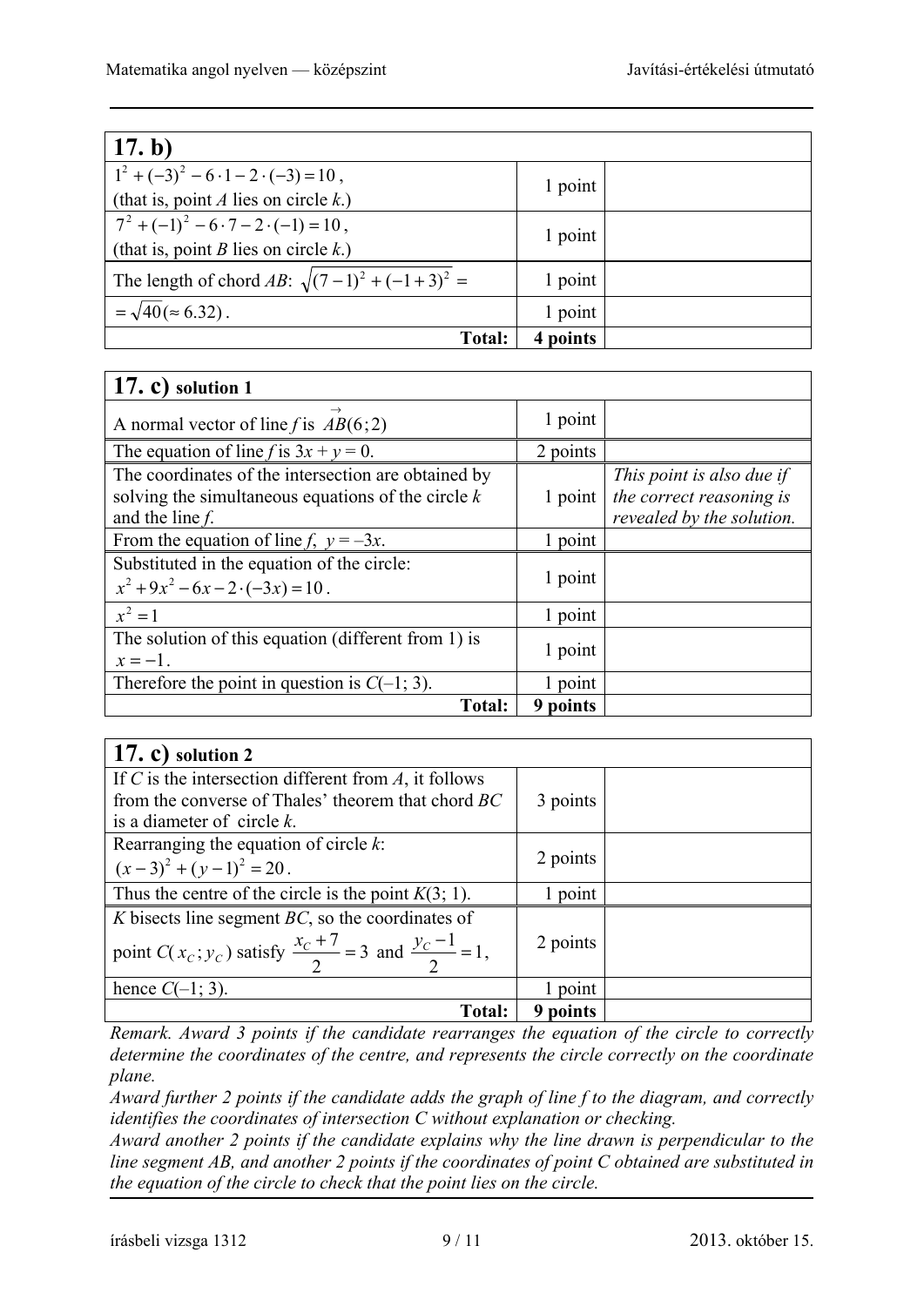| **17. b)** | | |
|---|---|---|
| $1^2 + (-3)^2 - 6 \cdot 1 - 2 \cdot (-3) = 10$, (that is, point $A$ lies on circle $k$.) | 1 point | |
| $7^2 + (-1)^2 - 6 \cdot 7 - 2 \cdot (-1) = 10$, (that is, point $B$ lies on circle $k$.) | 1 point | |
| The length of chord $AB$: $\sqrt{(7-1)^2 + (-1+3)^2} =$ | 1 point | |
| $= \sqrt{40} (\approx 6.32)$. | 1 point | |
| **Total:** | **4 points** | |

| **17. c) solution 1** | | |
|---|---|---|
| A normal vector of line $f$ is $\overrightarrow{AB}(6;2)$ | 1 point | |
| The equation of line $f$ is $3x + y = 0$. | 2 points | |
| The coordinates of the intersection are obtained by solving the simultaneous equations of the circle $k$ and the line $f$. | 1 point | *This point is also due if the correct reasoning is revealed by the solution.* |
| From the equation of line $f$, $y = -3x$. | 1 point | |
| Substituted in the equation of the circle: $x^2 + 9x^2 - 6x - 2 \cdot (-3x) = 10$. | 1 point | |
| $x^2 = 1$ | 1 point | |
| The solution of this equation (different from 1) is $x = -1$. | 1 point | |
| Therefore the point in question is $C(-1; 3)$. | 1 point | |
| **Total:** | **9 points** | |

| **17. c) solution 2** | | |
|---|---|---|
| If $C$ is the intersection different from $A$, it follows from the converse of Thales' theorem that chord $BC$ is a diameter of circle $k$. | 3 points | |
| Rearranging the equation of circle $k$: $(x-3)^2 + (y-1)^2 = 20$. | 2 points | |
| Thus the centre of the circle is the point $K(3; 1)$. | 1 point | |
| $K$ bisects line segment $BC$, so the coordinates of point $C(x_C; y_C)$ satisfy $\frac{x_C + 7}{2} = 3$ and $\frac{y_C - 1}{2} = 1$, | 2 points | |
| hence $C(-1; 3)$. | 1 point | |
| **Total:** | **9 points** | |

*Remark. Award 3 points if the candidate rearranges the equation of the circle to correctly determine the coordinates of the centre, and represents the circle correctly on the coordinate plane.*

*Award further 2 points if the candidate adds the graph of line f to the diagram, and correctly identifies the coordinates of intersection C without explanation or checking.*

*Award another 2 points if the candidate explains why the line drawn is perpendicular to the line segment AB, and another 2 points if the coordinates of point C obtained are substituted in the equation of the circle to check that the point lies on the circle.*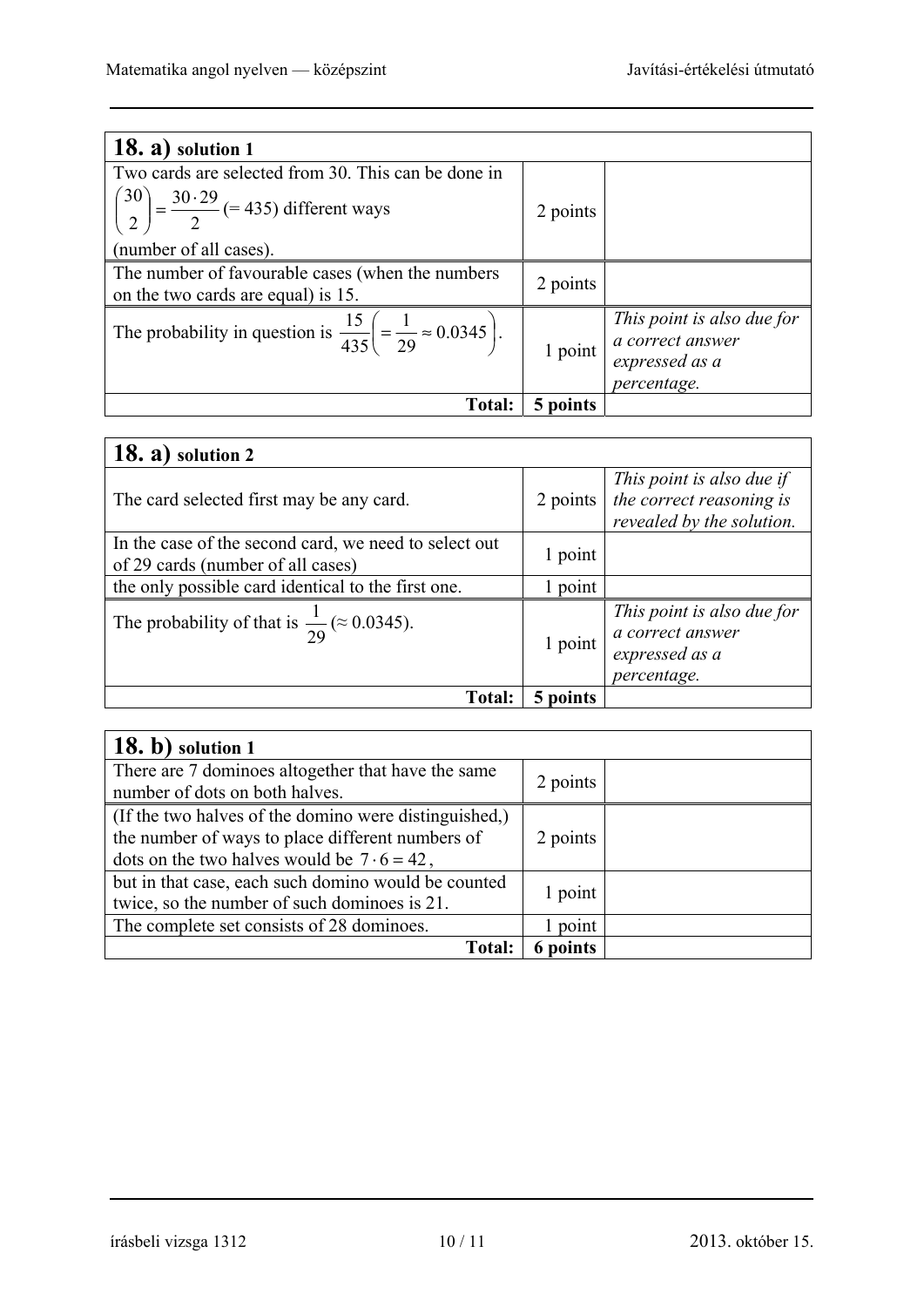| **18. a)** solution 1 | | |
|---|---|---|
| Two cards are selected from 30. This can be done in $\binom{30}{2} = \frac{30 \cdot 29}{2}$ (= 435) different ways (number of all cases). | 2 points | |
| The number of favourable cases (when the numbers on the two cards are equal) is 15. | 2 points | |
| The probability in question is $\frac{15}{435}\left(= \frac{1}{29} \approx 0.0345\right)$. | 1 point | *This point is also due for a correct answer expressed as a percentage.* |
| **Total:** | **5 points** | |

| **18. a)** solution 2 | | |
|---|---|---|
| The card selected first may be any card. | 2 points | *This point is also due if the correct reasoning is revealed by the solution.* |
| In the case of the second card, we need to select out of 29 cards (number of all cases) | 1 point | |
| the only possible card identical to the first one. | 1 point | |
| The probability of that is $\frac{1}{29}$ ($\approx 0.0345$). | 1 point | *This point is also due for a correct answer expressed as a percentage.* |
| **Total:** | **5 points** | |

| **18. b)** solution 1 | | |
|---|---|---|
| There are 7 dominoes altogether that have the same number of dots on both halves. | 2 points | |
| (If the two halves of the domino were distinguished,) the number of ways to place different numbers of dots on the two halves would be $7 \cdot 6 = 42$, | 2 points | |
| but in that case, each such domino would be counted twice, so the number of such dominoes is 21. | 1 point | |
| The complete set consists of 28 dominoes. | 1 point | |
| **Total:** | **6 points** | |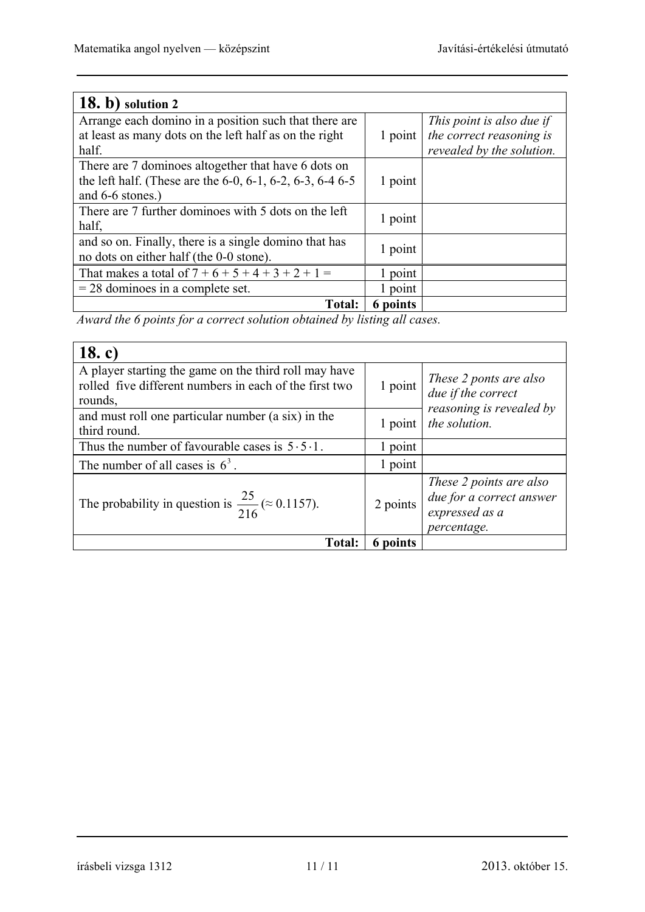| **18. b)** solution 2 | | |
|---|---|---|
| Arrange each domino in a position such that there are at least as many dots on the left half as on the right half. | 1 point | *This point is also due if the correct reasoning is revealed by the solution.* |
| There are 7 dominoes altogether that have 6 dots on the left half. (These are the 6-0, 6-1, 6-2, 6-3, 6-4 6-5 and 6-6 stones.) | 1 point | |
| There are 7 further dominoes with 5 dots on the left half, | 1 point | |
| and so on. Finally, there is a single domino that has no dots on either half (the 0-0 stone). | 1 point | |
| That makes a total of $7 + 6 + 5 + 4 + 3 + 2 + 1 =$ | 1 point | |
| $= 28$ dominoes in a complete set. | 1 point | |
| **Total:** | **6 points** | |

*Award the 6 points for a correct solution obtained by listing all cases.*

| **18. c)** | | |
|---|---|---|
| A player starting the game on the third roll may have rolled five different numbers in each of the first two rounds, | 1 point | *These 2 ponts are also due if the correct reasoning is revealed by the solution.* |
| and must roll one particular number (a six) in the third round. | 1 point | |
| Thus the number of favourable cases is $5 \cdot 5 \cdot 1$. | 1 point | |
| The number of all cases is $6^3$. | 1 point | |
| The probability in question is $\frac{25}{216}$ ($\approx 0.1157$). | 2 points | *These 2 points are also due for a correct answer expressed as a percentage.* |
| **Total:** | **6 points** | |